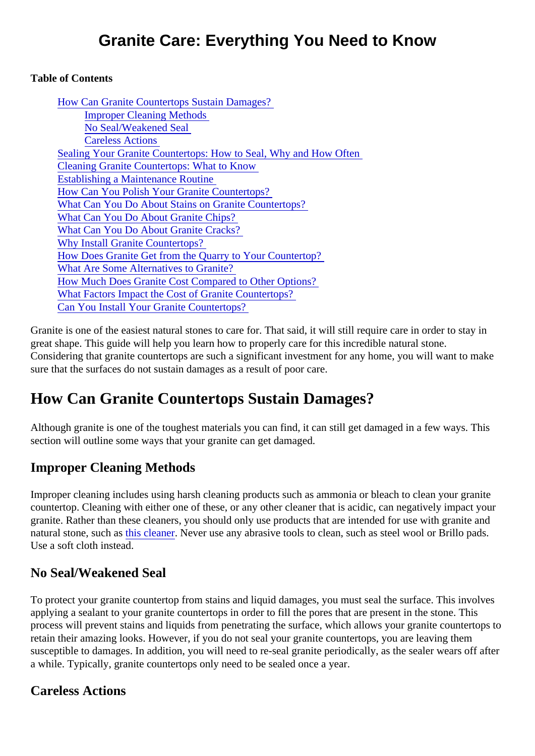# Granite Care: Everything You Need to Know

**Table of Contents**

- How Can Granite Countertops Sustain Damages?
  - Improper Cleaning Methods
  - No Seal/Weakened Seal
  - Careless Actions
- Sealing Your Granite Countertops: How to Seal, Why and How Often
- Cleaning Granite Countertops: What to Know
- Establishing a Maintenance Routine
- How Can You Polish Your Granite Countertops?
- What Can You Do About Stains on Granite Countertops?
- What Can You Do About Granite Chips?
- What Can You Do About Granite Cracks?
- Why Install Granite Countertops?
- How Does Granite Get from the Quarry to Your Countertop?
- What Are Some Alternatives to Granite?
- How Much Does Granite Cost Compared to Other Options?
- What Factors Impact the Cost of Granite Countertops?
- Can You Install Your Granite Countertops?

Granite is one of the easiest natural stones to care for. That said, it will still require care in order to stay in great shape. This guide will help you learn how to properly care for this incredible natural stone. Considering that granite countertops are such a significant investment for any home, you will want to make sure that the surfaces do not sustain damages as a result of poor care.

## How Can Granite Countertops Sustain Damages?

Although granite is one of the toughest materials you can find, it can still get damaged in a few ways. This section will outline some ways that your granite can get damaged.

### Improper Cleaning Methods

Improper cleaning includes using harsh cleaning products such as ammonia or bleach to clean your granite countertop. Cleaning with either one of these, or any other cleaner that is acidic, can negatively impact your granite. Rather than these cleaners, you should only use products that are intended for use with granite and natural stone, such as this cleaner. Never use any abrasive tools to clean, such as steel wool or Brillo pads. Use a soft cloth instead.

### No Seal/Weakened Seal

To protect your granite countertop from stains and liquid damages, you must seal the surface. This involves applying a sealant to your granite countertops in order to fill the pores that are present in the stone. This process will prevent stains and liquids from penetrating the surface, which allows your granite countertops to retain their amazing looks. However, if you do not seal your granite countertops, you are leaving them susceptible to damages. In addition, you will need to re-seal granite periodically, as the sealer wears off after a while. Typically, granite countertops only need to be sealed once a year.

### Careless Actions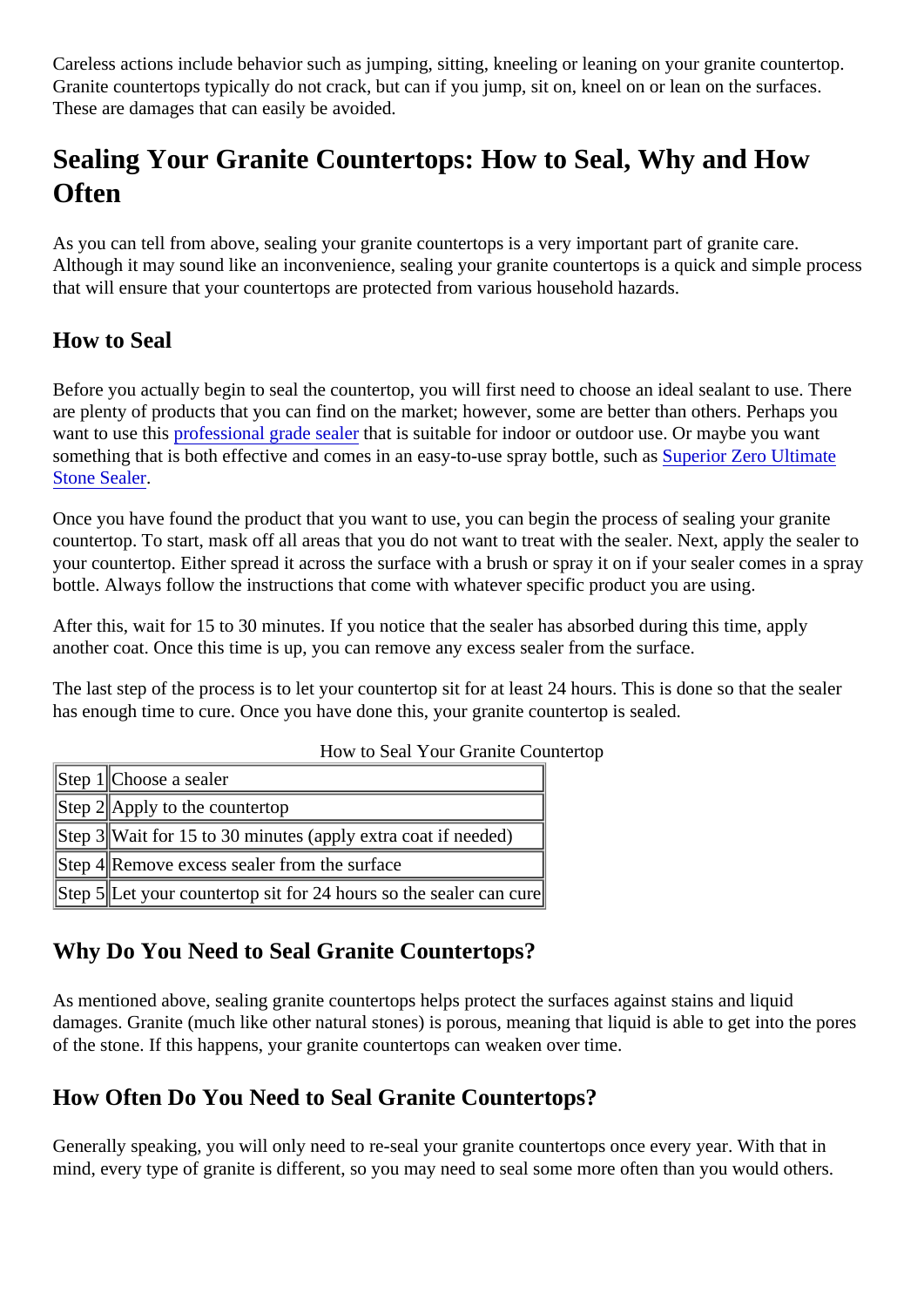Careless actions include behavior such as jumping, sitting, kneeling or leaning on your granite countertop. Granite countertops typically do not crack, but can if you jump, sit on, kneel on or lean on the surfaces. These are damages that can easily be avoided.

## Sealing Your Granite Countertops: How to Seal, Why and How Often

As you can tell from above, sealing your granite countertops is a very important part of granite care. Although it may sound like an inconvenience, sealing your granite countertops is a quick and simple process that will ensure that your countertops are protected from various household hazards.

### How to Seal

Before you actually begin to seal the countertop, you will first need to choose an ideal sealant to use. There are plenty of products that you can find on the market; however, some are better than others. Perhaps you want to use this professional grade sealer that is suitable for indoor or outdoor use. Or maybe you want something that is both effective and comes in an easy-to-use spray bottle, such as Superior Zero Ultimate Stone Sealer.

Once you have found the product that you want to use, you can begin the process of sealing your granite countertop. To start, mask off all areas that you do not want to treat with the sealer. Next, apply the sealer to your countertop. Either spread it across the surface with a brush or spray it on if your sealer comes in a spray bottle. Always follow the instructions that come with whatever specific product you are using.

After this, wait for 15 to 30 minutes. If you notice that the sealer has absorbed during this time, apply another coat. Once this time is up, you can remove any excess sealer from the surface.

The last step of the process is to let your countertop sit for at least 24 hours. This is done so that the sealer has enough time to cure. Once you have done this, your granite countertop is sealed.

How to Seal Your Granite Countertop

| | |
|---|---|
| Step 1 | Choose a sealer |
| Step 2 | Apply to the countertop |
| Step 3 | Wait for 15 to 30 minutes (apply extra coat if needed) |
| Step 4 | Remove excess sealer from the surface |
| Step 5 | Let your countertop sit for 24 hours so the sealer can cure |

### Why Do You Need to Seal Granite Countertops?

As mentioned above, sealing granite countertops helps protect the surfaces against stains and liquid damages. Granite (much like other natural stones) is porous, meaning that liquid is able to get into the pores of the stone. If this happens, your granite countertops can weaken over time.

### How Often Do You Need to Seal Granite Countertops?

Generally speaking, you will only need to re-seal your granite countertops once every year. With that in mind, every type of granite is different, so you may need to seal some more often than you would others.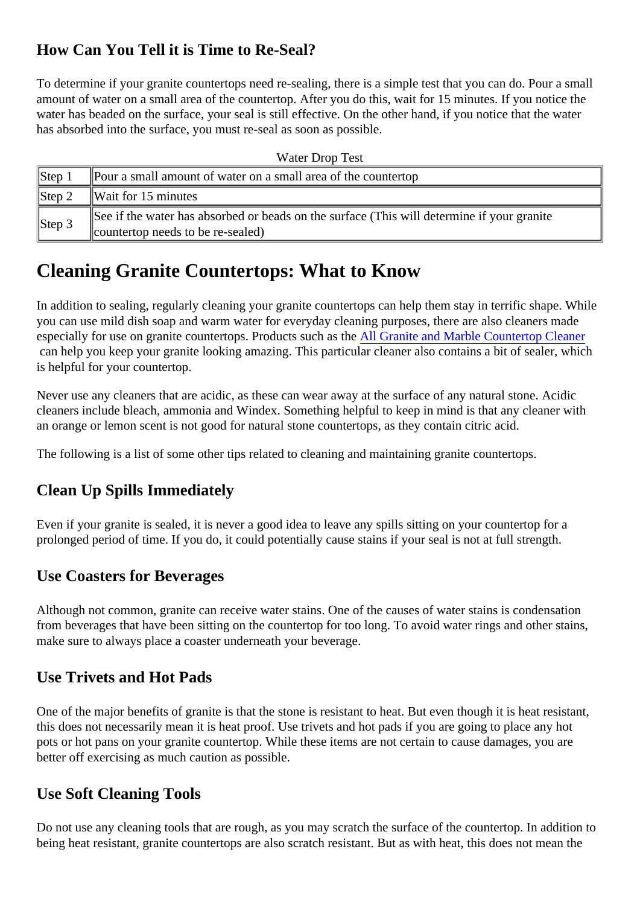### How Can You Tell it is Time to Re-Seal?

To determine if your granite countertops need re-sealing, there is a simple test that you can do. Pour a small amount of water on a small area of the countertop. After you do this, wait for 15 minutes. If you notice the water has beaded on the surface, your seal is still effective. On the other hand, if you notice that the water has absorbed into the surface, you must re-seal as soon as possible.

Water Drop Test

| Step | Instruction |
|---|---|
| Step 1 | Pour a small amount of water on a small area of the countertop |
| Step 2 | Wait for 15 minutes |
| Step 3 | See if the water has absorbed or beads on the surface (This will determine if your granite countertop needs to be re-sealed) |

## Cleaning Granite Countertops: What to Know

In addition to sealing, regularly cleaning your granite countertops can help them stay in terrific shape. While you can use mild dish soap and warm water for everyday cleaning purposes, there are also cleaners made especially for use on granite countertops. Products such as the All Granite and Marble Countertop Cleaner can help you keep your granite looking amazing. This particular cleaner also contains a bit of sealer, which is helpful for your countertop.

Never use any cleaners that are acidic, as these can wear away at the surface of any natural stone. Acidic cleaners include bleach, ammonia and Windex. Something helpful to keep in mind is that any cleaner with an orange or lemon scent is not good for natural stone countertops, as they contain citric acid.

The following is a list of some other tips related to cleaning and maintaining granite countertops.

### Clean Up Spills Immediately

Even if your granite is sealed, it is never a good idea to leave any spills sitting on your countertop for a prolonged period of time. If you do, it could potentially cause stains if your seal is not at full strength.

### Use Coasters for Beverages

Although not common, granite can receive water stains. One of the causes of water stains is condensation from beverages that have been sitting on the countertop for too long. To avoid water rings and other stains, make sure to always place a coaster underneath your beverage.

### Use Trivets and Hot Pads

One of the major benefits of granite is that the stone is resistant to heat. But even though it is heat resistant, this does not necessarily mean it is heat proof. Use trivets and hot pads if you are going to place any hot pots or hot pans on your granite countertop. While these items are not certain to cause damages, you are better off exercising as much caution as possible.

### Use Soft Cleaning Tools

Do not use any cleaning tools that are rough, as you may scratch the surface of the countertop. In addition to being heat resistant, granite countertops are also scratch resistant. But as with heat, this does not mean the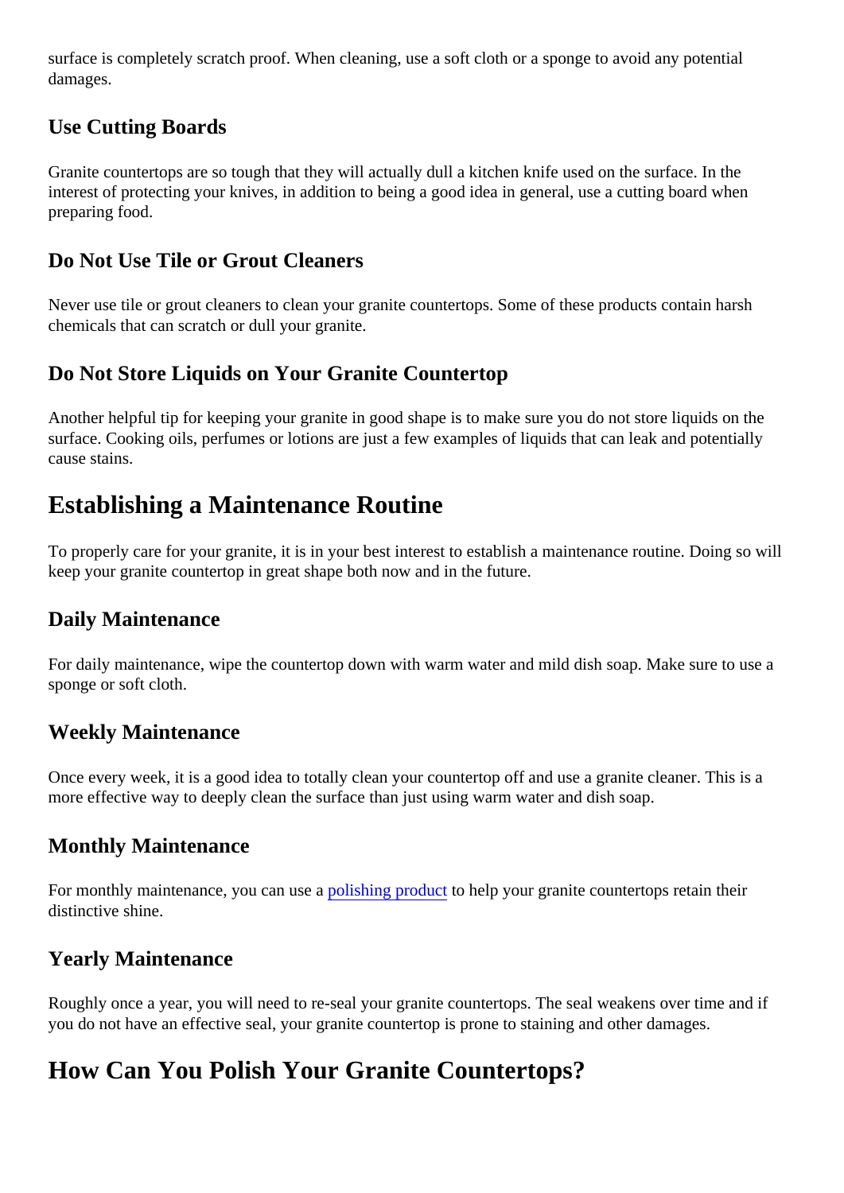surface is completely scratch proof. When cleaning, use a soft cloth or a sponge to avoid any potential damages.

### Use Cutting Boards

Granite countertops are so tough that they will actually dull a kitchen knife used on the surface. In the interest of protecting your knives, in addition to being a good idea in general, use a cutting board when preparing food.

### Do Not Use Tile or Grout Cleaners

Never use tile or grout cleaners to clean your granite countertops. Some of these products contain harsh chemicals that can scratch or dull your granite.

### Do Not Store Liquids on Your Granite Countertop

Another helpful tip for keeping your granite in good shape is to make sure you do not store liquids on the surface. Cooking oils, perfumes or lotions are just a few examples of liquids that can leak and potentially cause stains.

## Establishing a Maintenance Routine

To properly care for your granite, it is in your best interest to establish a maintenance routine. Doing so will keep your granite countertop in great shape both now and in the future.

### Daily Maintenance

For daily maintenance, wipe the countertop down with warm water and mild dish soap. Make sure to use a sponge or soft cloth.

### Weekly Maintenance

Once every week, it is a good idea to totally clean your countertop off and use a granite cleaner. This is a more effective way to deeply clean the surface than just using warm water and dish soap.

### Monthly Maintenance

For monthly maintenance, you can use a polishing product to help your granite countertops retain their distinctive shine.

### Yearly Maintenance

Roughly once a year, you will need to re-seal your granite countertops. The seal weakens over time and if you do not have an effective seal, your granite countertop is prone to staining and other damages.

## How Can You Polish Your Granite Countertops?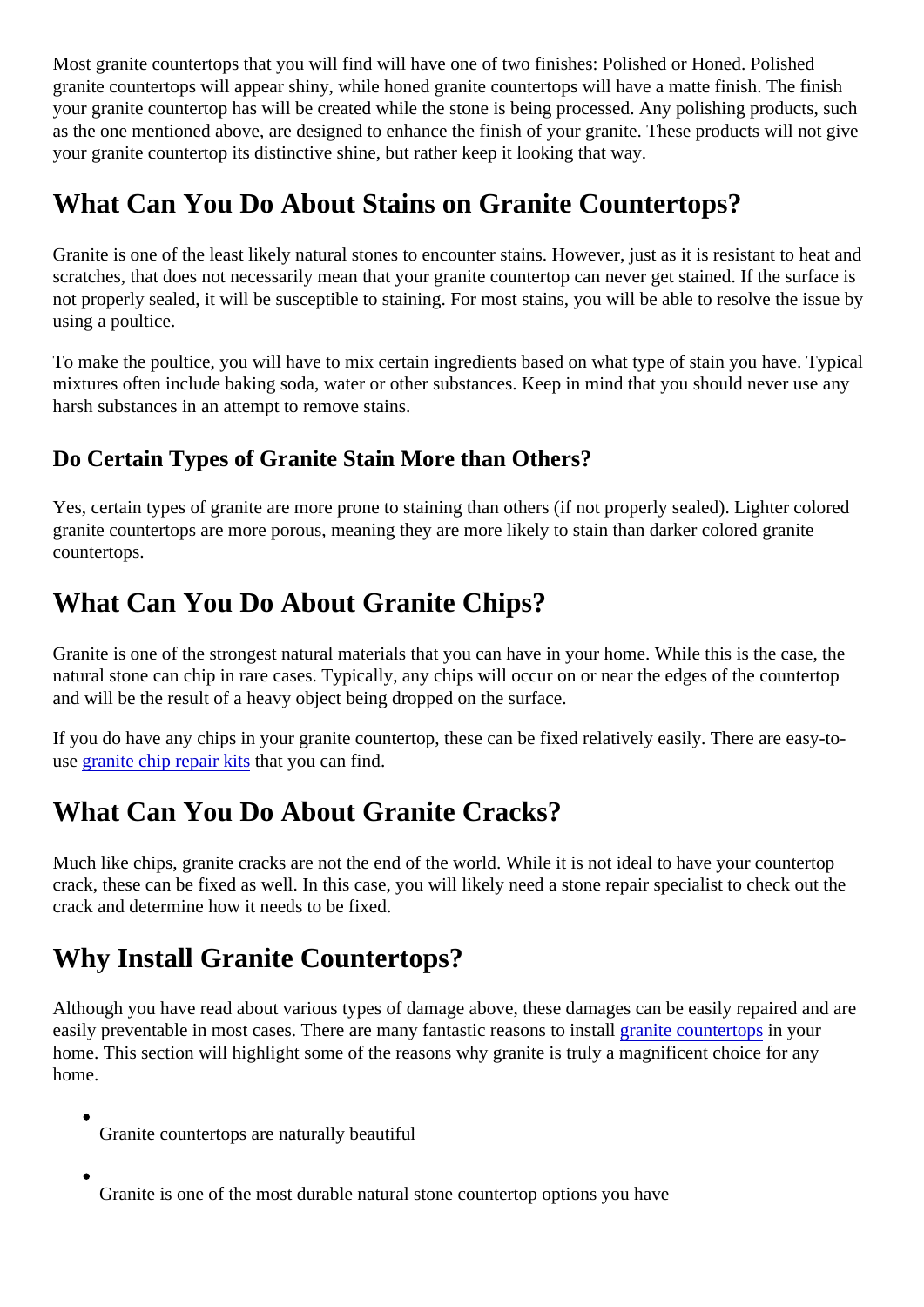Most granite countertops that you will find will have one of two finishes: Polished or Honed. Polished granite countertops will appear shiny, while honed granite countertops will have a matte finish. The finish your granite countertop has will be created while the stone is being processed. Any polishing products, such as the one mentioned above, are designed to enhance the finish of your granite. These products will not give your granite countertop its distinctive shine, but rather keep it looking that way.

## What Can You Do About Stains on Granite Countertops?

Granite is one of the least likely natural stones to encounter stains. However, just as it is resistant to heat and scratches, that does not necessarily mean that your granite countertop can never get stained. If the surface is not properly sealed, it will be susceptible to staining. For most stains, you will be able to resolve the issue by using a poultice.

To make the poultice, you will have to mix certain ingredients based on what type of stain you have. Typical mixtures often include baking soda, water or other substances. Keep in mind that you should never use any harsh substances in an attempt to remove stains.

### Do Certain Types of Granite Stain More than Others?

Yes, certain types of granite are more prone to staining than others (if not properly sealed). Lighter colored granite countertops are more porous, meaning they are more likely to stain than darker colored granite countertops.

## What Can You Do About Granite Chips?

Granite is one of the strongest natural materials that you can have in your home. While this is the case, the natural stone can chip in rare cases. Typically, any chips will occur on or near the edges of the countertop and will be the result of a heavy object being dropped on the surface.

If you do have any chips in your granite countertop, these can be fixed relatively easily. There are easy-to-use granite chip repair kits that you can find.

## What Can You Do About Granite Cracks?

Much like chips, granite cracks are not the end of the world. While it is not ideal to have your countertop crack, these can be fixed as well. In this case, you will likely need a stone repair specialist to check out the crack and determine how it needs to be fixed.

## Why Install Granite Countertops?

Although you have read about various types of damage above, these damages can be easily repaired and are easily preventable in most cases. There are many fantastic reasons to install granite countertops in your home. This section will highlight some of the reasons why granite is truly a magnificent choice for any home.

- Granite countertops are naturally beautiful
- Granite is one of the most durable natural stone countertop options you have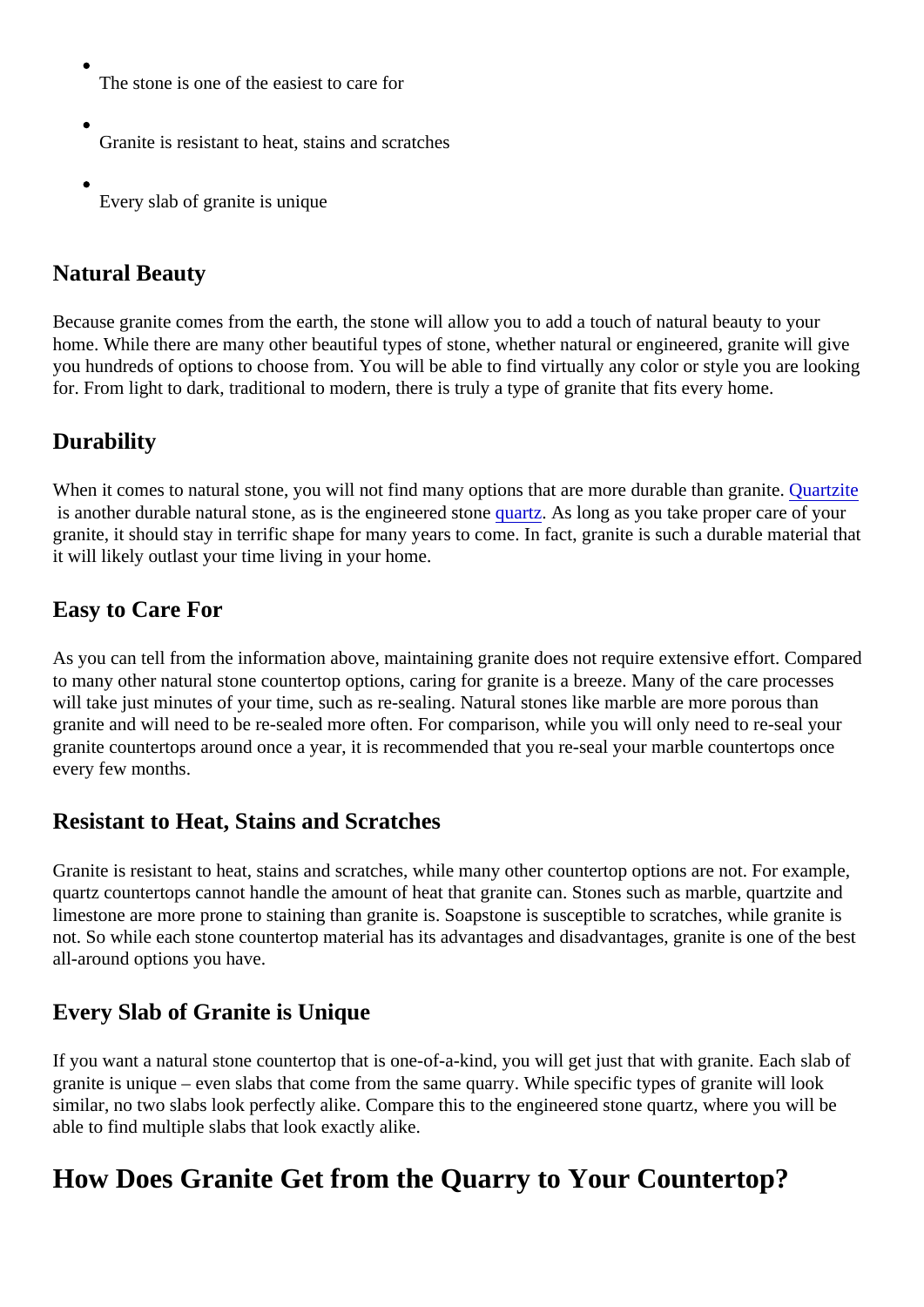- The stone is one of the easiest to care for
- Granite is resistant to heat, stains and scratches
- Every slab of granite is unique

### Natural Beauty

Because granite comes from the earth, the stone will allow you to add a touch of natural beauty to your home. While there are many other beautiful types of stone, whether natural or engineered, granite will give you hundreds of options to choose from. You will be able to find virtually any color or style you are looking for. From light to dark, traditional to modern, there is truly a type of granite that fits every home.

### Durability

When it comes to natural stone, you will not find many options that are more durable than granite. Quartzite is another durable natural stone, as is the engineered stone quartz. As long as you take proper care of your granite, it should stay in terrific shape for many years to come. In fact, granite is such a durable material that it will likely outlast your time living in your home.

### Easy to Care For

As you can tell from the information above, maintaining granite does not require extensive effort. Compared to many other natural stone countertop options, caring for granite is a breeze. Many of the care processes will take just minutes of your time, such as re-sealing. Natural stones like marble are more porous than granite and will need to be re-sealed more often. For comparison, while you will only need to re-seal your granite countertops around once a year, it is recommended that you re-seal your marble countertops once every few months.

### Resistant to Heat, Stains and Scratches

Granite is resistant to heat, stains and scratches, while many other countertop options are not. For example, quartz countertops cannot handle the amount of heat that granite can. Stones such as marble, quartzite and limestone are more prone to staining than granite is. Soapstone is susceptible to scratches, while granite is not. So while each stone countertop material has its advantages and disadvantages, granite is one of the best all-around options you have.

### Every Slab of Granite is Unique

If you want a natural stone countertop that is one-of-a-kind, you will get just that with granite. Each slab of granite is unique – even slabs that come from the same quarry. While specific types of granite will look similar, no two slabs look perfectly alike. Compare this to the engineered stone quartz, where you will be able to find multiple slabs that look exactly alike.

## How Does Granite Get from the Quarry to Your Countertop?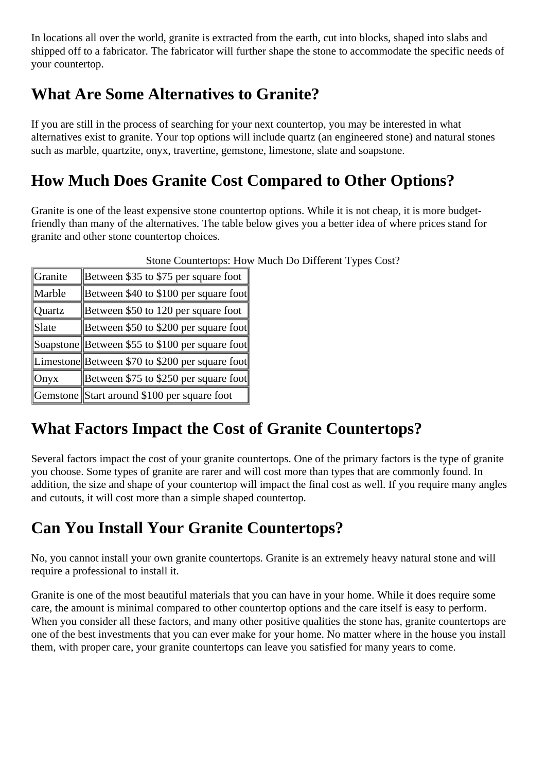In locations all over the world, granite is extracted from the earth, cut into blocks, shaped into slabs and shipped off to a fabricator. The fabricator will further shape the stone to accommodate the specific needs of your countertop.

## What Are Some Alternatives to Granite?

If you are still in the process of searching for your next countertop, you may be interested in what alternatives exist to granite. Your top options will include quartz (an engineered stone) and natural stones such as marble, quartzite, onyx, travertine, gemstone, limestone, slate and soapstone.

## How Much Does Granite Cost Compared to Other Options?

Granite is one of the least expensive stone countertop options. While it is not cheap, it is more budget-friendly than many of the alternatives. The table below gives you a better idea of where prices stand for granite and other stone countertop choices.

Stone Countertops: How Much Do Different Types Cost?

| | |
|---|---|
| Granite | Between $35 to $75 per square foot |
| Marble | Between $40 to $100 per square foot |
| Quartz | Between $50 to 120 per square foot |
| Slate | Between $50 to $200 per square foot |
| Soapstone | Between $55 to $100 per square foot |
| Limestone | Between $70 to $200 per square foot |
| Onyx | Between $75 to $250 per square foot |
| Gemstone | Start around $100 per square foot |

## What Factors Impact the Cost of Granite Countertops?

Several factors impact the cost of your granite countertops. One of the primary factors is the type of granite you choose. Some types of granite are rarer and will cost more than types that are commonly found. In addition, the size and shape of your countertop will impact the final cost as well. If you require many angles and cutouts, it will cost more than a simple shaped countertop.

## Can You Install Your Granite Countertops?

No, you cannot install your own granite countertops. Granite is an extremely heavy natural stone and will require a professional to install it.

Granite is one of the most beautiful materials that you can have in your home. While it does require some care, the amount is minimal compared to other countertop options and the care itself is easy to perform. When you consider all these factors, and many other positive qualities the stone has, granite countertops are one of the best investments that you can ever make for your home. No matter where in the house you install them, with proper care, your granite countertops can leave you satisfied for many years to come.